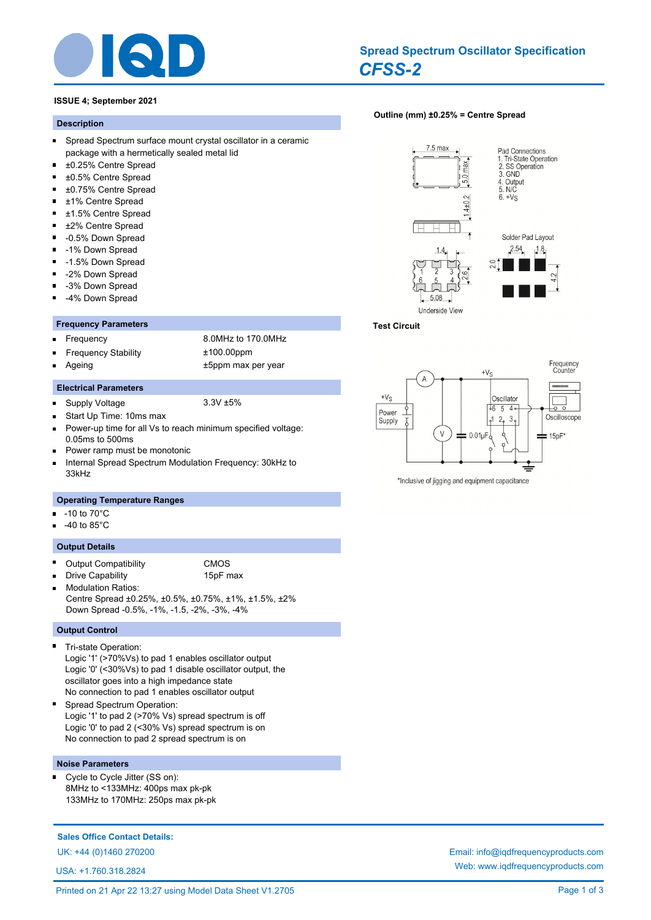# Spread Spectrum Oscillator Specification

## *CFSS-2*

**ISSUE 4; September 2021**

### Description

- Spread Spectrum surface mount crystal oscillator in a ceramic package with a hermetically sealed metal lid
- ±0.25% Centre Spread
- ±0.5% Centre Spread
- ±0.75% Centre Spread
- ±1% Centre Spread
- ±1.5% Centre Spread
- ±2% Centre Spread
- -0.5% Down Spread
- -1% Down Spread
- -1.5% Down Spread
- -2% Down Spread
- -3% Down Spread
- -4% Down Spread

### Frequency Parameters

- Frequency — 8.0MHz to 170.0MHz
- Frequency Stability — ±100.00ppm
- Ageing — ±5ppm max per year

### Electrical Parameters

- Supply Voltage — 3.3V ±5%
- Start Up Time: 10ms max
- Power-up time for all Vs to reach minimum specified voltage: 0.05ms to 500ms
- Power ramp must be monotonic
- Internal Spread Spectrum Modulation Frequency: 30kHz to 33kHz

### Operating Temperature Ranges

- -10 to 70°C
- -40 to 85°C

### Output Details

- Output Compatibility — CMOS
- Drive Capability — 15pF max
- Modulation Ratios:
  Centre Spread ±0.25%, ±0.5%, ±0.75%, ±1%, ±1.5%, ±2%
  Down Spread -0.5%, -1%, -1.5, -2%, -3%, -4%

### Output Control

- Tri-state Operation:
  Logic '1' (>70%Vs) to pad 1 enables oscillator output
  Logic '0' (<30%Vs) to pad 1 disable oscillator output, the oscillator goes into a high impedance state
  No connection to pad 1 enables oscillator output
- Spread Spectrum Operation:
  Logic '1' to pad 2 (>70% Vs) spread spectrum is off
  Logic '0' to pad 2 (<30% Vs) spread spectrum is on
  No connection to pad 2 spread spectrum is on

### Noise Parameters

- Cycle to Cycle Jitter (SS on):
  8MHz to <133MHz: 400ps max pk-pk
  133MHz to 170MHz: 250ps max pk-pk

**Outline (mm) ±0.25% = Centre Spread**

7.5 max; 5.0 max; 1.4±0.2; 1.4; 2.6; 5.08; Underside View

Pad Connections
1. Tri-State Operation
2. SS Operation
3. GND
4. Output
5. N/C
6. $+V_S$

Solder Pad Layout: 2.54; 1.8; 2.0; 4.2

**Test Circuit**

$+V_S$, Power Supply, A, V, 0.01µF, Oscillator, Frequency Counter, Oscilloscope, 15pF*

*Inclusive of jigging and equipment capacitance

**Sales Office Contact Details:**

UK: +44 (0)1460 270200

USA: +1.760.318.2824

Email: info@iqdfrequencyproducts.com

Web: www.iqdfrequencyproducts.com

Printed on 21 Apr 22 13:27 using Model Data Sheet V1.2705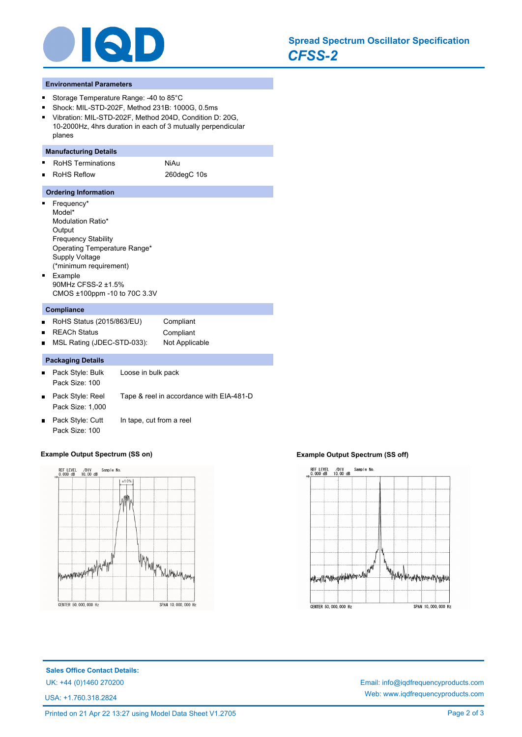## Environmental Parameters

- Storage Temperature Range: -40 to 85°C
- Shock: MIL-STD-202F, Method 231B: 1000G, 0.5ms
- Vibration: MIL-STD-202F, Method 204D, Condition D: 20G, 10-2000Hz, 4hrs duration in each of 3 mutually perpendicular planes

## Manufacturing Details

- RoHS Terminations NiAu
- RoHS Reflow 260degC 10s

## Ordering Information

- Frequency*
  Model*
  Modulation Ratio*
  Output
  Frequency Stability
  Operating Temperature Range*
  Supply Voltage
  (*minimum requirement)
- Example
  90MHz CFSS-2 ±1.5%
  CMOS ±100ppm -10 to 70C 3.3V

## Compliance

- RoHS Status (2015/863/EU) Compliant
- REACH Status Compliant
- MSL Rating (JDEC-STD-033): Not Applicable

## Packaging Details

- Pack Style: Bulk Loose in bulk pack
  Pack Size: 100
- Pack Style: Reel Tape & reel in accordance with EIA-481-D
  Pack Size: 1,000
- Pack Style: Cutt In tape, cut from a reel
  Pack Size: 100

**Example Output Spectrum (SS on)**

**Example Output Spectrum (SS off)**

**Sales Office Contact Details:**

UK: +44 (0)1460 270200

USA: +1.760.318.2824

Email: info@iqdfrequencyproducts.com

Web: www.iqdfrequencyproducts.com

Printed on 21 Apr 22 13:27 using Model Data Sheet V1.2705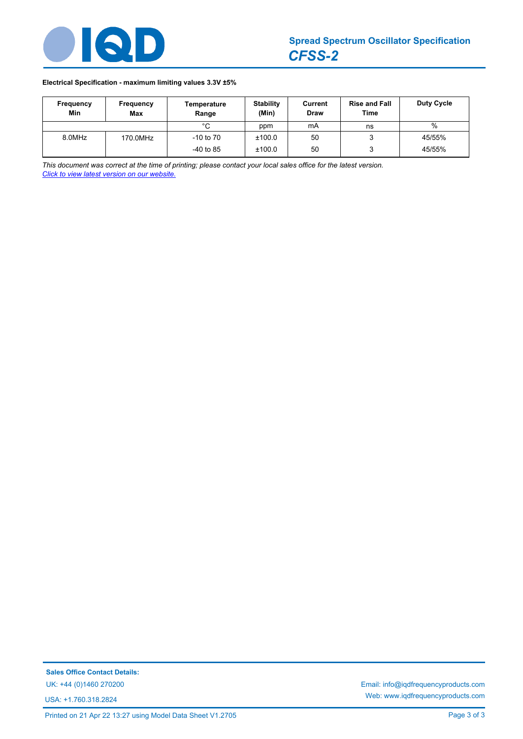**Electrical Specification - maximum limiting values 3.3V ±5%**

| Frequency Min | Frequency Max | Temperature Range | Stability (Min) | Current Draw | Rise and Fall Time | Duty Cycle |
|---|---|---|---|---|---|---|
| | | °C | ppm | mA | ns | % |
| 8.0MHz | 170.0MHz | -10 to 70 | ±100.0 | 50 | 3 | 45/55% |
| | | -40 to 85 | ±100.0 | 50 | 3 | 45/55% |

*This document was correct at the time of printing; please contact your local sales office for the latest version.*
*Click to view latest version on our website.*

**Sales Office Contact Details:**

UK: +44 (0)1460 270200

USA: +1.760.318.2824

Email: info@iqdfrequencyproducts.com

Web: www.iqdfrequencyproducts.com

Printed on 21 Apr 22 13:27 using Model Data Sheet V1.2705